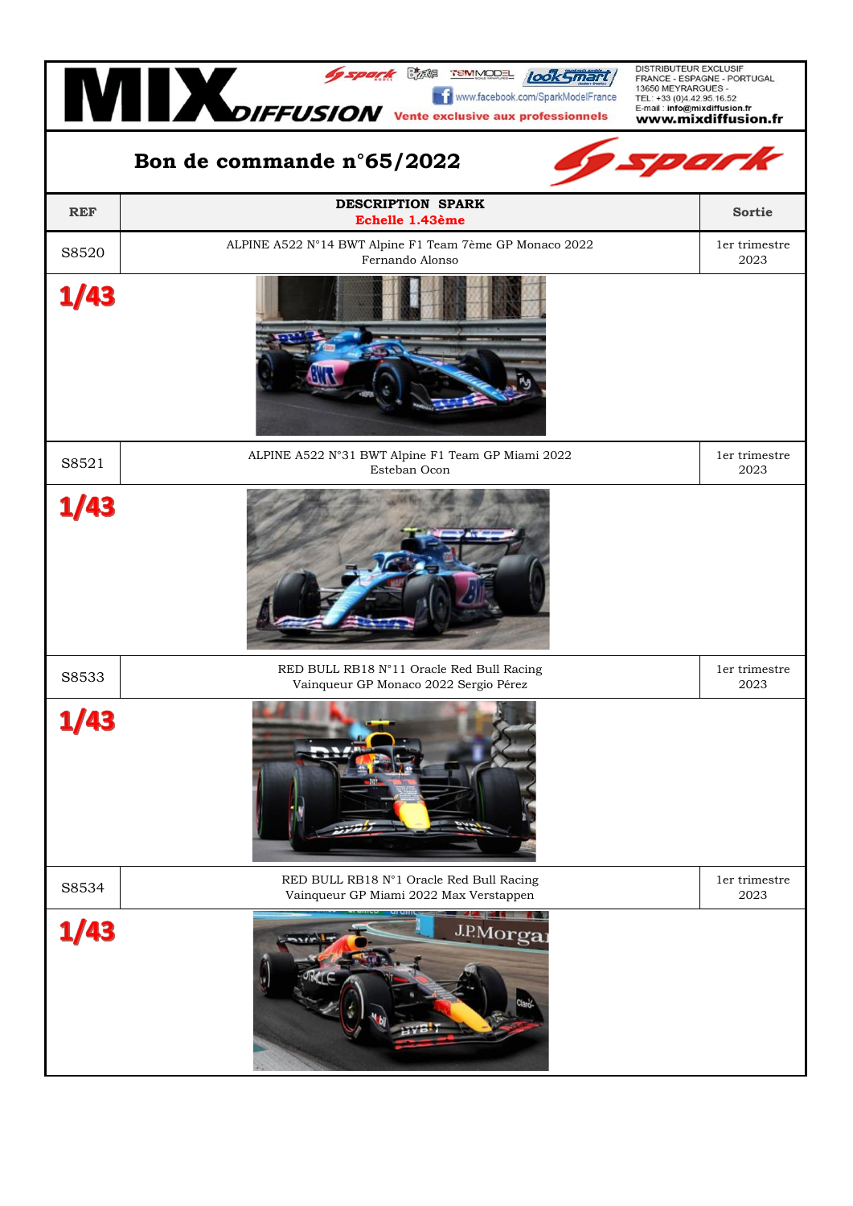**MIX DIFFUSION** — Vente exclusive aux professionnels

www.facebook.com/SparkModelFrance

DISTRIBUTEUR EXCLUSIF
FRANCE - ESPAGNE - PORTUGAL
13650 MEYRARGUES -
TEL: +33 (0)4.42.95.16.52
E-mail : info@mixdiffusion.fr
www.mixdiffusion.fr

# Bon de commande n°65/2022

| REF | DESCRIPTION SPARK Echelle 1.43ème | Sortie |
|---|---|---|
| S8520 | ALPINE A522 N°14 BWT Alpine F1 Team 7ème GP Monaco 2022 Fernando Alonso | 1er trimestre 2023 |
| 1/43 | | |
| S8521 | ALPINE A522 N°31 BWT Alpine F1 Team GP Miami 2022 Esteban Ocon | 1er trimestre 2023 |
| 1/43 | | |
| S8533 | RED BULL RB18 N°11 Oracle Red Bull Racing Vainqueur GP Monaco 2022 Sergio Pérez | 1er trimestre 2023 |
| 1/43 | | |
| S8534 | RED BULL RB18 N°1 Oracle Red Bull Racing Vainqueur GP Miami 2022 Max Verstappen | 1er trimestre 2023 |
| 1/43 | | |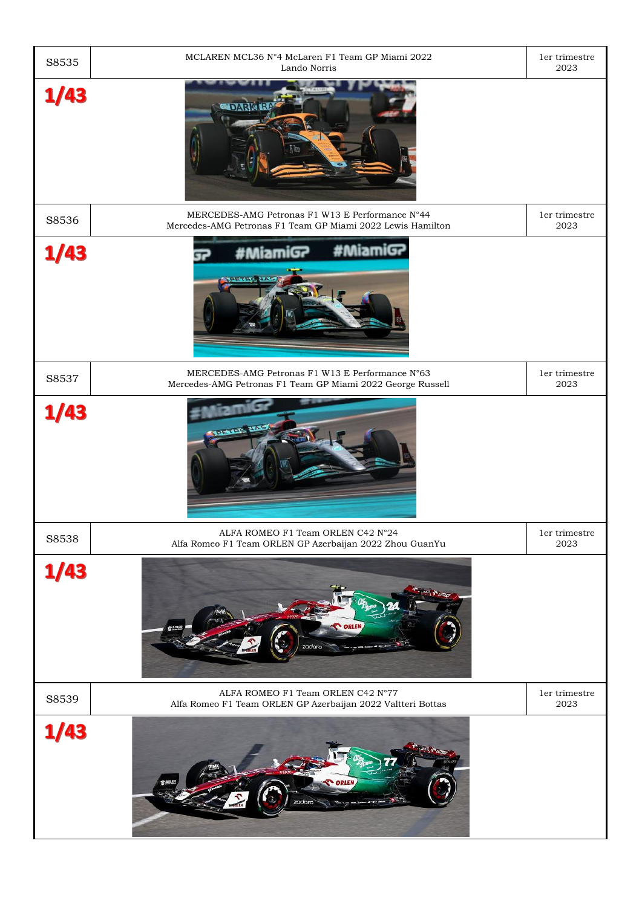| S8535 | MCLAREN MCL36 N°4 McLaren F1 Team GP Miami 2022<br>Lando Norris | 1er trimestre 2023 |
|---|---|---|
| **1/43** | | |
| S8536 | MERCEDES-AMG Petronas F1 W13 E Performance N°44<br>Mercedes-AMG Petronas F1 Team GP Miami 2022 Lewis Hamilton | 1er trimestre 2023 |
| **1/43** | | |
| S8537 | MERCEDES-AMG Petronas F1 W13 E Performance N°63<br>Mercedes-AMG Petronas F1 Team GP Miami 2022 George Russell | 1er trimestre 2023 |
| **1/43** | | |
| S8538 | ALFA ROMEO F1 Team ORLEN C42 N°24<br>Alfa Romeo F1 Team ORLEN GP Azerbaijan 2022 Zhou GuanYu | 1er trimestre 2023 |
| **1/43** | | |
| S8539 | ALFA ROMEO F1 Team ORLEN C42 N°77<br>Alfa Romeo F1 Team ORLEN GP Azerbaijan 2022 Valtteri Bottas | 1er trimestre 2023 |
| **1/43** | | |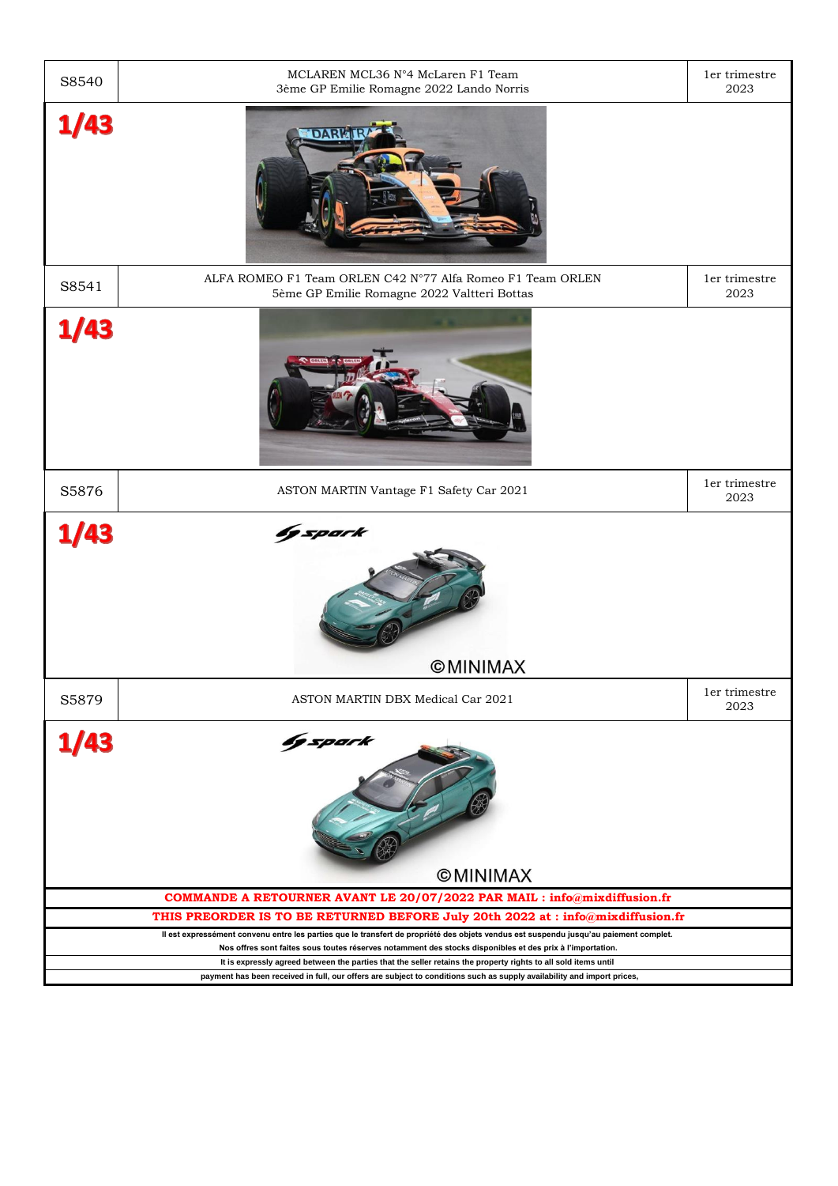| | | |
|---|---|---|
| S8540 | MCLAREN MCL36 N°4 McLaren F1 Team<br>3ème GP Emilie Romagne 2022 Lando Norris | 1er trimestre 2023 |
| 1/43 | | |
| S8541 | ALFA ROMEO F1 Team ORLEN C42 N°77 Alfa Romeo F1 Team ORLEN<br>5ème GP Emilie Romagne 2022 Valtteri Bottas | 1er trimestre 2023 |
| 1/43 | | |
| S5876 | ASTON MARTIN Vantage F1 Safety Car 2021 | 1er trimestre 2023 |
| 1/43 | ©MINIMAX | |
| S5879 | ASTON MARTIN DBX Medical Car 2021 | 1er trimestre 2023 |
| 1/43 | ©MINIMAX | |

**COMMANDE A RETOURNER AVANT LE 20/07/2022 PAR MAIL : info@mixdiffusion.fr**

**THIS PREORDER IS TO BE RETURNED BEFORE July 20th 2022 at : info@mixdiffusion.fr**

**Il est expressément convenu entre les parties que le transfert de propriété des objets vendus est suspendu jusqu'au paiement complet.**
**Nos offres sont faites sous toutes réserves notamment des stocks disponibles et des prix à l'importation.**

**It is expressly agreed between the parties that the seller retains the property rights to all sold items until**
**payment has been received in full, our offers are subject to conditions such as supply availability and import prices,**